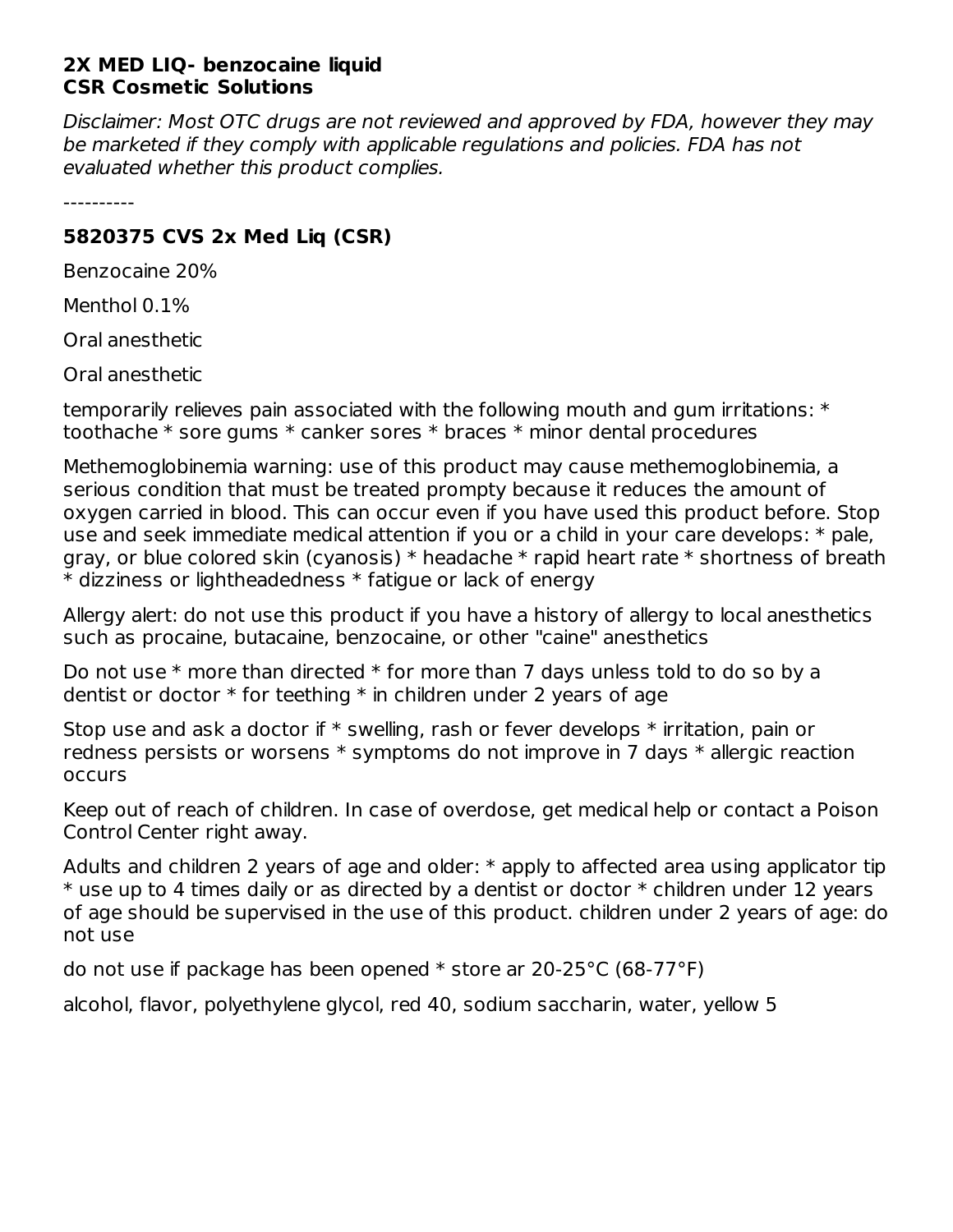**2X MED LIQ- benzocaine liquid**
**CSR Cosmetic Solutions**

*Disclaimer: Most OTC drugs are not reviewed and approved by FDA, however they may be marketed if they comply with applicable regulations and policies. FDA has not evaluated whether this product complies.*

----------

## 5820375 CVS 2x Med Liq (CSR)

Benzocaine 20%

Menthol 0.1%

Oral anesthetic

Oral anesthetic

temporarily relieves pain associated with the following mouth and gum irritations: * toothache * sore gums * canker sores * braces * minor dental procedures

Methemoglobinemia warning: use of this product may cause methemoglobinemia, a serious condition that must be treated prompty because it reduces the amount of oxygen carried in blood. This can occur even if you have used this product before. Stop use and seek immediate medical attention if you or a child in your care develops: * pale, gray, or blue colored skin (cyanosis) * headache * rapid heart rate * shortness of breath * dizziness or lightheadedness * fatigue or lack of energy

Allergy alert: do not use this product if you have a history of allergy to local anesthetics such as procaine, butacaine, benzocaine, or other "caine" anesthetics

Do not use * more than directed * for more than 7 days unless told to do so by a dentist or doctor * for teething * in children under 2 years of age

Stop use and ask a doctor if * swelling, rash or fever develops * irritation, pain or redness persists or worsens * symptoms do not improve in 7 days * allergic reaction occurs

Keep out of reach of children. In case of overdose, get medical help or contact a Poison Control Center right away.

Adults and children 2 years of age and older: * apply to affected area using applicator tip * use up to 4 times daily or as directed by a dentist or doctor * children under 12 years of age should be supervised in the use of this product. children under 2 years of age: do not use

do not use if package has been opened * store ar 20-25°C (68-77°F)

alcohol, flavor, polyethylene glycol, red 40, sodium saccharin, water, yellow 5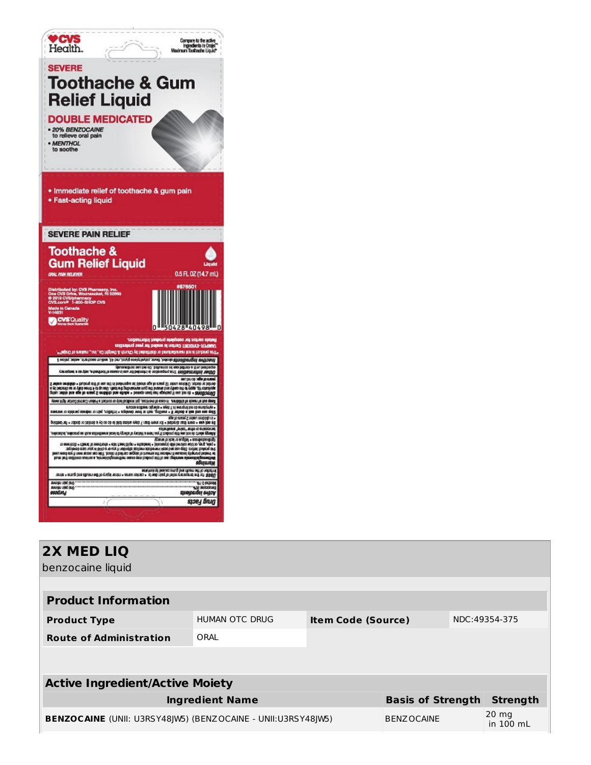CVS Health.

Compare to the active ingredients in Orajel™ Maximum Toothache Liquid*

SEVERE

# Toothache & Gum Relief Liquid

DOUBLE MEDICATED

- 20% BENZOCAINE to relieve oral pain
- MENTHOL to soothe

- Immediate relief of toothache & gum pain
- Fast-acting liquid

SEVERE PAIN RELIEF

Toothache & Gum Relief Liquid

ORAL PAIN RELIEVER

Liquid

0.5 FL OZ (14.7 mL)

Distributed by: CVS Pharmacy, Inc.
One CVS Drive, Woonsocket, RI 02895
© 2019 CVS/pharmacy
CVS.com® 1-800-SHOP CVS
Made in Canada
V-14831

CVS Quality Money Back Guarantee

#876501

0 50428 40498 0

## 2X MED LIQ

benzocaine liquid

| Product Information | | | |
|---|---|---|---|
| **Product Type** | HUMAN OTC DRUG | **Item Code (Source)** | NDC:49354-375 |
| **Route of Administration** | ORAL | | |

| Active Ingredient/Active Moiety | | |
|---|---|---|
| **Ingredient Name** | **Basis of Strength** | **Strength** |
| **BENZOCAINE** (UNII: U3RSY48JW5) (BENZOCAINE - UNII:U3RSY48JW5) | BENZOCAINE | 20 mg in 100 mL |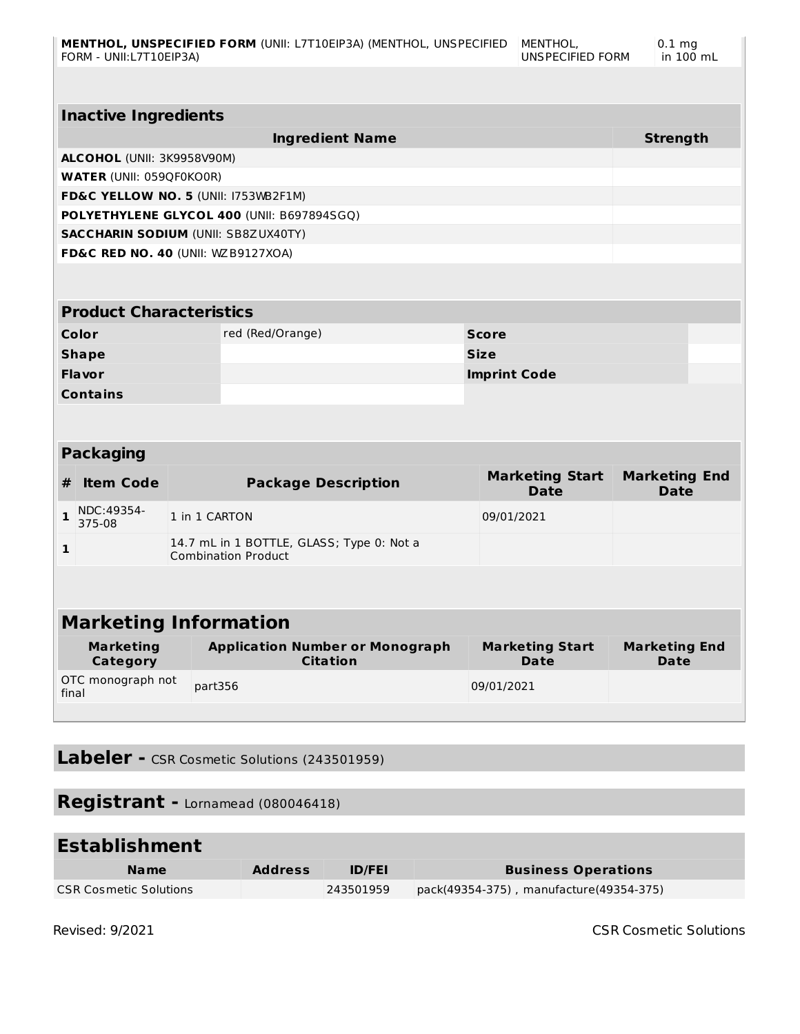| | | |
|---|---|---|
| **MENTHOL, UNSPECIFIED FORM** (UNII: L7T10EIP3A) (MENTHOL, UNSPECIFIED FORM - UNII:L7T10EIP3A) | MENTHOL, UNSPECIFIED FORM | 0.1 mg in 100 mL |

| Inactive Ingredients | |
|---|---|
| **Ingredient Name** | **Strength** |
| **ALCOHOL** (UNII: 3K9958V90M) | |
| **WATER** (UNII: 059QF0KO0R) | |
| **FD&C YELLOW NO. 5** (UNII: I753WB2F1M) | |
| **POLYETHYLENE GLYCOL 400** (UNII: B697894SGQ) | |
| **SACCHARIN SODIUM** (UNII: SB8ZUX40TY) | |
| **FD&C RED NO. 40** (UNII: WZB9127XOA) | |

| Product Characteristics | | | |
|---|---|---|---|
| **Color** | red (Red/Orange) | **Score** | |
| **Shape** | | **Size** | |
| **Flavor** | | **Imprint Code** | |
| **Contains** | | | |

| Packaging | | | | |
|---|---|---|---|---|
| **#** | **Item Code** | **Package Description** | **Marketing Start Date** | **Marketing End Date** |
| **1** | NDC:49354-375-08 | 1 in 1 CARTON | 09/01/2021 | |
| **1** | | 14.7 mL in 1 BOTTLE, GLASS; Type 0: Not a Combination Product | | |

## Marketing Information

| Marketing Category | Application Number or Monograph Citation | Marketing Start Date | Marketing End Date |
|---|---|---|---|
| OTC monograph not final | part356 | 09/01/2021 | |

## Labeler - CSR Cosmetic Solutions (243501959)

## Registrant - Lornamead (080046418)

## Establishment

| Name | Address | ID/FEI | Business Operations |
|---|---|---|---|
| CSR Cosmetic Solutions | | 243501959 | pack(49354-375) , manufacture(49354-375) |

Revised: 9/2021

CSR Cosmetic Solutions